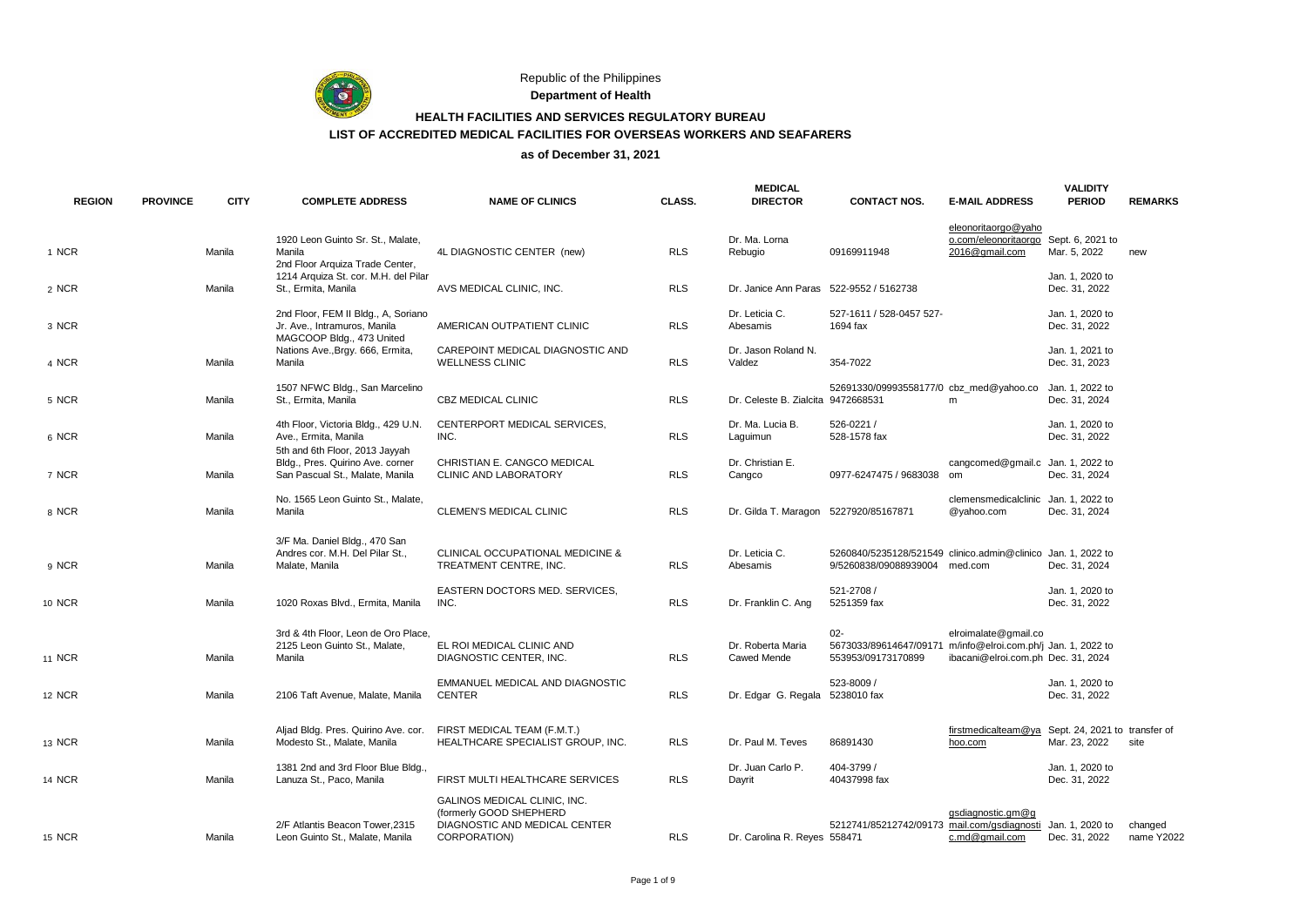Republic of the Philippines

**Department of Health**

# HEALTH FACILITIES AND SERVICES REGULATORY BUREAU

## LIST OF ACCREDITED MEDICAL FACILITIES FOR OVERSEAS WORKERS AND SEAFARERS

### as of December 31, 2021

| | REGION | PROVINCE | CITY | COMPLETE ADDRESS | NAME OF CLINICS | CLASS. | MEDICAL DIRECTOR | CONTACT NOS. | E-MAIL ADDRESS | VALIDITY PERIOD | REMARKS |
|---|---|---|---|---|---|---|---|---|---|---|---|
| 1 | NCR | | Manila | 1920 Leon Guinto Sr. St., Malate, Manila | 4L DIAGNOSTIC CENTER (new) | RLS | Dr. Ma. Lorna Rebugio | 09169911948 | eleonoritaorgo@yahoo.com/eleonoritaorgo2016@gmail.com | Sept. 6, 2021 to Mar. 5, 2022 | new |
| 2 | NCR | | Manila | 2nd Floor Arquiza Trade Center, 1214 Arquiza St. cor. M.H. del Pilar St., Ermita, Manila | AVS MEDICAL CLINIC, INC. | RLS | Dr. Janice Ann Paras | 522-9552 / 5162738 | | Jan. 1, 2020 to Dec. 31, 2022 | |
| 3 | NCR | | | 2nd Floor, FEM II Bldg., A, Soriano Jr. Ave., Intramuros, Manila | AMERICAN OUTPATIENT CLINIC | RLS | Dr. Leticia C. Abesamis | 527-1611 / 528-0457 527-1694 fax | | Jan. 1, 2020 to Dec. 31, 2022 | |
| 4 | NCR | | Manila | MAGCOOP Bldg., 473 United Nations Ave.,Brgy. 666, Ermita, Manila | CAREPOINT MEDICAL DIAGNOSTIC AND WELLNESS CLINIC | RLS | Dr. Jason Roland N. Valdez | 354-7022 | | Jan. 1, 2021 to Dec. 31, 2023 | |
| 5 | NCR | | Manila | 1507 NFWC Bldg., San Marcelino St., Ermita, Manila | CBZ MEDICAL CLINIC | RLS | Dr. Celeste B. Zialcita | 52691330/09993558177/09472668531 | cbz_med@yahoo.com | Jan. 1, 2022 to Dec. 31, 2024 | |
| 6 | NCR | | Manila | 4th Floor, Victoria Bldg., 429 U.N. Ave., Ermita, Manila | CENTERPORT MEDICAL SERVICES, INC. | RLS | Dr. Ma. Lucia B. Laguimun | 526-0221 / 528-1578 fax | | Jan. 1, 2020 to Dec. 31, 2022 | |
| 7 | NCR | | Manila | 5th and 6th Floor, 2013 Jayyah Bldg., Pres. Quirino Ave. corner San Pascual St., Malate, Manila | CHRISTIAN E. CANGCO MEDICAL CLINIC AND LABORATORY | RLS | Dr. Christian E. Cangco | 0977-6247475 / 9683038 | cangcomed@gmail.com | Jan. 1, 2022 to Dec. 31, 2024 | |
| 8 | NCR | | Manila | No. 1565 Leon Guinto St., Malate, Manila | CLEMEN'S MEDICAL CLINIC | RLS | Dr. Gilda T. Maragon | 5227920/85167871 | clemensmedicalclinic@yahoo.com | Jan. 1, 2022 to Dec. 31, 2024 | |
| 9 | NCR | | Manila | 3/F Ma. Daniel Bldg., 470 San Andres cor. M.H. Del Pilar St., Malate, Manila | CLINICAL OCCUPATIONAL MEDICINE & TREATMENT CENTRE, INC. | RLS | Dr. Leticia C. Abesamis | 5260840/5235128/5215499/5260838/09088939004 | clinico.admin@clinicomed.com | Jan. 1, 2022 to Dec. 31, 2024 | |
| 10 | NCR | | Manila | 1020 Roxas Blvd., Ermita, Manila | EASTERN DOCTORS MED. SERVICES, INC. | RLS | Dr. Franklin C. Ang | 521-2708 / 5251359 fax | | Jan. 1, 2020 to Dec. 31, 2022 | |
| 11 | NCR | | Manila | 3rd & 4th Floor, Leon de Oro Place, 2125 Leon Guinto St., Malate, Manila | EL ROI MEDICAL CLINIC AND DIAGNOSTIC CENTER, INC. | RLS | Dr. Roberta Maria Cawed Mende | 02-5673033/89614647/09171553953/09173170899 | elroimalate@gmail.com/info@elroi.com.ph/jibacani@elroi.com.ph | Jan. 1, 2022 to Dec. 31, 2024 | |
| 12 | NCR | | Manila | 2106 Taft Avenue, Malate, Manila | EMMANUEL MEDICAL AND DIAGNOSTIC CENTER | RLS | Dr. Edgar G. Regala | 523-8009 / 5238010 fax | | Jan. 1, 2020 to Dec. 31, 2022 | |
| 13 | NCR | | Manila | Aljad Bldg. Pres. Quirino Ave. cor. Modesto St., Malate, Manila | FIRST MEDICAL TEAM (F.M.T.) HEALTHCARE SPECIALIST GROUP, INC. | RLS | Dr. Paul M. Teves | 86891430 | firstmedicalteam@yahoo.com | Sept. 24, 2021 to Mar. 23, 2022 | transfer of site |
| 14 | NCR | | Manila | 1381 2nd and 3rd Floor Blue Bldg., Lanuza St., Paco, Manila | FIRST MULTI HEALTHCARE SERVICES | RLS | Dr. Juan Carlo P. Dayrit | 404-3799 / 40437998 fax | | Jan. 1, 2020 to Dec. 31, 2022 | |
| 15 | NCR | | Manila | 2/F Atlantis Beacon Tower,2315 Leon Guinto St., Malate, Manila | GALINOS MEDICAL CLINIC, INC. (formerly GOOD SHEPHERD DIAGNOSTIC AND MEDICAL CENTER CORPORATION) | RLS | Dr. Carolina R. Reyes | 5212741/85212742/09173558471 | gsdiagnostic.gm@gmail.com/gsdiagnostic.md@gmail.com | Jan. 1, 2020 to Dec. 31, 2022 | changed name Y2022 |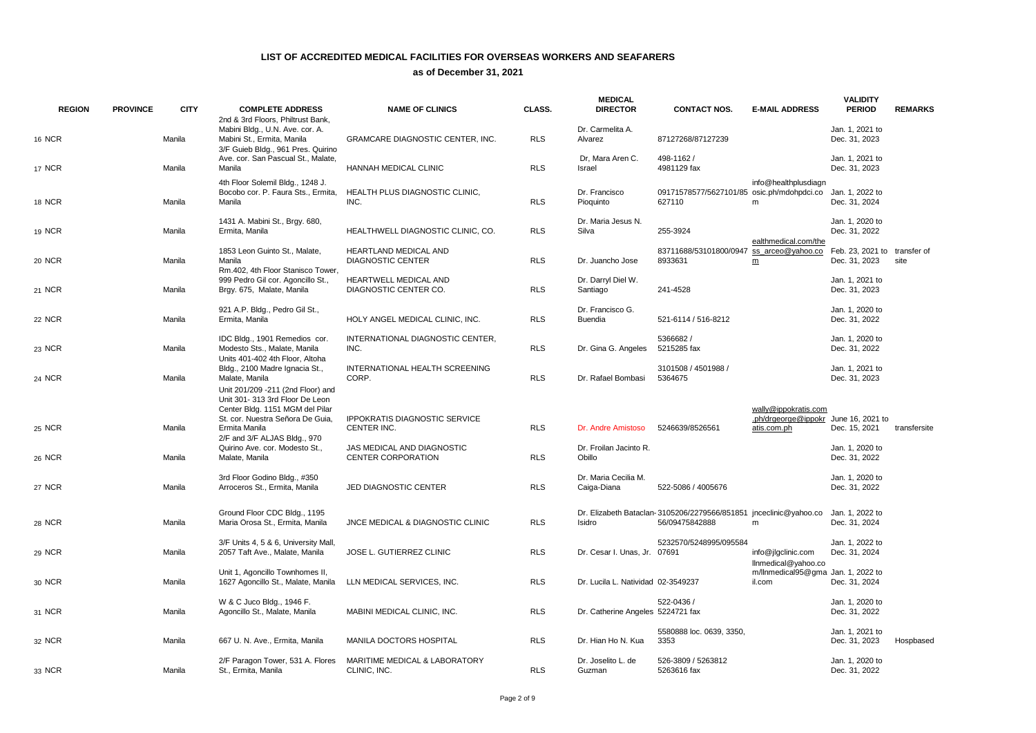# LIST OF ACCREDITED MEDICAL FACILITIES FOR OVERSEAS WORKERS AND SEAFARERS

## as of December 31, 2021

| | REGION | PROVINCE | CITY | COMPLETE ADDRESS | NAME OF CLINICS | CLASS. | MEDICAL DIRECTOR | CONTACT NOS. | E-MAIL ADDRESS | VALIDITY PERIOD | REMARKS |
|---|---|---|---|---|---|---|---|---|---|---|---|
| 16 | NCR | | Manila | 2nd & 3rd Floors, Philtrust Bank, Mabini Bldg., U.N. Ave. cor. A. Mabini St., Ermita, Manila | GRAMCARE DIAGNOSTIC CENTER, INC. | RLS | Dr. Carmelita A. Alvarez | 87127268/87127239 | | Jan. 1, 2021 to Dec. 31, 2023 | |
| 17 | NCR | | Manila | 3/F Guieb Bldg., 961 Pres. Quirino Ave. cor. San Pascual St., Malate, Manila | HANNAH MEDICAL CLINIC | RLS | Dr, Mara Aren C. Israel | 498-1162 / 4981129 fax | | Jan. 1, 2021 to Dec. 31, 2023 | |
| 18 | NCR | | Manila | 4th Floor Solemil Bldg., 1248 J. Bocobo cor. P. Faura Sts., Ermita, Manila | HEALTH PLUS DIAGNOSTIC CLINIC, INC. | RLS | Dr. Francisco Pioquinto | 09171578577/5627101/85 627110 | info@healthplusdiagnosic.ph/mdohpdci.com | Jan. 1, 2022 to Dec. 31, 2024 | |
| 19 | NCR | | Manila | 1431 A. Mabini St., Brgy. 680, Ermita, Manila | HEALTHWELL DIAGNOSTIC CLINIC, CO. | RLS | Dr. Maria Jesus N. Silva | 255-3924 | | Jan. 1, 2020 to Dec. 31, 2022 | |
| 20 | NCR | | Manila | 1853 Leon Guinto St., Malate, Manila | HEARTLAND MEDICAL AND DIAGNOSTIC CENTER | RLS | Dr. Juancho Jose | 83711688/53101800/0947 8933631 | ealthmedical.com/thess_arceo@yahoo.com | Feb. 23, 2021 to Dec. 31, 2023 | transfer of site |
| 21 | NCR | | Manila | Rm.402, 4th Floor Stanisco Tower, 999 Pedro Gil cor. Agoncillo St., Brgy. 675, Malate, Manila | HEARTWELL MEDICAL AND DIAGNOSTIC CENTER CO. | RLS | Dr. Darryl Diel W. Santiago | 241-4528 | | Jan. 1, 2021 to Dec. 31, 2023 | |
| 22 | NCR | | Manila | 921 A.P. Bldg., Pedro Gil St., Ermita, Manila | HOLY ANGEL MEDICAL CLINIC, INC. | RLS | Dr. Francisco G. Buendia | 521-6114 / 516-8212 | | Jan. 1, 2020 to Dec. 31, 2022 | |
| 23 | NCR | | Manila | IDC Bldg., 1901 Remedios cor. Modesto Sts., Malate, Manila | INTERNATIONAL DIAGNOSTIC CENTER, INC. | RLS | Dr. Gina G. Angeles | 5366682 / 5215285 fax | | Jan. 1, 2020 to Dec. 31, 2022 | |
| 24 | NCR | | Manila | Units 401-402 4th Floor, Altoha Bldg., 2100 Madre Ignacia St., Malate, Manila | INTERNATIONAL HEALTH SCREENING CORP. | RLS | Dr. Rafael Bombasi | 3101508 / 4501988 / 5364675 | | Jan. 1, 2021 to Dec. 31, 2023 | |
| 25 | NCR | | Manila | Unit 201/209 -211 (2nd Floor) and Unit 301- 313 3rd Floor De Leon Center Bldg. 1151 MGM del Pilar St. cor. Nuestra Señora De Guia, Ermita Manila | IPPOKRATIS DIAGNOSTIC SERVICE CENTER INC. | RLS | Dr. Andre Amistoso | 5246639/8526561 | wally@ippokratis.com.ph/drgeorge@ippokratis.com.ph | June 16, 2021 to Dec. 15, 2021 | transfersite |
| 26 | NCR | | Manila | 2/F and 3/F ALJAS Bldg., 970 Quirino Ave. cor. Modesto St., Malate, Manila | JAS MEDICAL AND DIAGNOSTIC CENTER CORPORATION | RLS | Dr. Froilan Jacinto R. Obillo | | | Jan. 1, 2020 to Dec. 31, 2022 | |
| 27 | NCR | | Manila | 3rd Floor Godino Bldg., #350 Arroceros St., Ermita, Manila | JED DIAGNOSTIC CENTER | RLS | Dr. Maria Cecilia M. Caiga-Diana | 522-5086 / 4005676 | | Jan. 1, 2020 to Dec. 31, 2022 | |
| 28 | NCR | | Manila | Ground Floor CDC Bldg., 1195 Maria Orosa St., Ermita, Manila | JNCE MEDICAL & DIAGNOSTIC CLINIC | RLS | Dr. Elizabeth Bataclan-Isidro | 3105206/2279566/851851 56/09475842888 | jnceclinic@yahoo.com | Jan. 1, 2022 to Dec. 31, 2024 | |
| 29 | NCR | | Manila | 3/F Units 4, 5 & 6, University Mall, 2057 Taft Ave., Malate, Manila | JOSE L. GUTIERREZ CLINIC | RLS | Dr. Cesar I. Unas, Jr. | 5232570/5248995/095584 07691 | info@jlgclinic.com | Jan. 1, 2022 to Dec. 31, 2024 | |
| 30 | NCR | | Manila | Unit 1, Agoncillo Townhomes II, 1627 Agoncillo St., Malate, Manila | LLN MEDICAL SERVICES, INC. | RLS | Dr. Lucila L. Natividad | 02-3549237 | llnmedical@yahoo.com/llnmedical95@gmail.com | Jan. 1, 2022 to Dec. 31, 2024 | |
| 31 | NCR | | Manila | W & C Juco Bldg., 1946 F. Agoncillo St., Malate, Manila | MABINI MEDICAL CLINIC, INC. | RLS | Dr. Catherine Angeles | 522-0436 / 5224721 fax | | Jan. 1, 2020 to Dec. 31, 2022 | |
| 32 | NCR | | Manila | 667 U. N. Ave., Ermita, Manila | MANILA DOCTORS HOSPITAL | RLS | Dr. Hian Ho N. Kua | 5580888 loc. 0639, 3350, 3353 | | Jan. 1, 2021 to Dec. 31, 2023 | Hospbased |
| 33 | NCR | | Manila | 2/F Paragon Tower, 531 A. Flores St., Ermita, Manila | MARITIME MEDICAL & LABORATORY CLINIC, INC. | RLS | Dr. Joselito L. de Guzman | 526-3809 / 5263812 5263616 fax | | Jan. 1, 2020 to Dec. 31, 2022 | |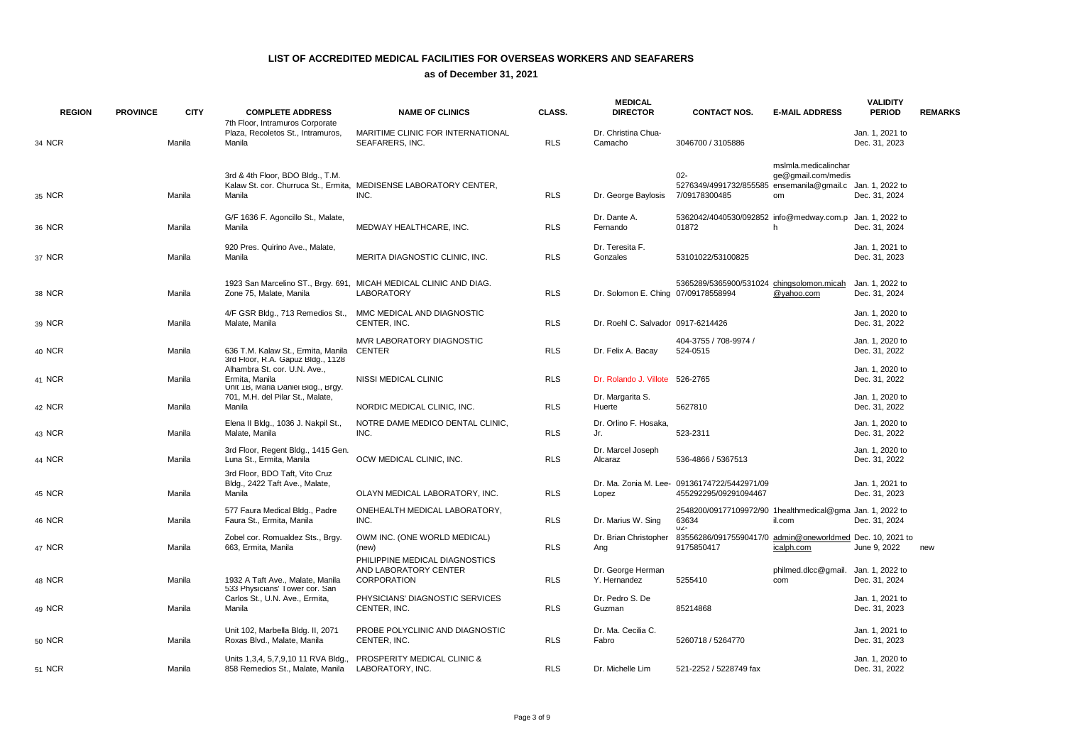# LIST OF ACCREDITED MEDICAL FACILITIES FOR OVERSEAS WORKERS AND SEAFARERS

## as of December 31, 2021

| | REGION | PROVINCE | CITY | COMPLETE ADDRESS | NAME OF CLINICS | CLASS. | MEDICAL DIRECTOR | CONTACT NOS. | E-MAIL ADDRESS | VALIDITY PERIOD | REMARKS |
|---|---|---|---|---|---|---|---|---|---|---|---|
| 34 | NCR | | Manila | 7th Floor, Intramuros Corporate Plaza, Recoletos St., Intramuros, Manila | MARITIME CLINIC FOR INTERNATIONAL SEAFARERS, INC. | RLS | Dr. Christina Chua-Camacho | 3046700 / 3105886 | | Jan. 1, 2021 to Dec. 31, 2023 | |
| 35 | NCR | | Manila | 3rd & 4th Floor, BDO Bldg., T.M. Kalaw St. cor. Churruca St., Ermita, Manila | MEDISENSE LABORATORY CENTER, INC. | RLS | Dr. George Baylosis | 02-5276349/4991732/855585 7/09178300485 | mslmla.medicalinchar ge@gmail.com/medis ensemanila@gmail.c om | Jan. 1, 2022 to Dec. 31, 2024 | |
| 36 | NCR | | Manila | G/F 1636 F. Agoncillo St., Malate, Manila | MEDWAY HEALTHCARE, INC. | RLS | Dr. Dante A. Fernando | 5362042/4040530/092852 01872 | info@medway.com.p h | Jan. 1, 2022 to Dec. 31, 2024 | |
| 37 | NCR | | Manila | 920 Pres. Quirino Ave., Malate, Manila | MERITA DIAGNOSTIC CLINIC, INC. | RLS | Dr. Teresita F. Gonzales | 53101022/53100825 | | Jan. 1, 2021 to Dec. 31, 2023 | |
| 38 | NCR | | Manila | 1923 San Marcelino ST., Brgy. 691, Zone 75, Malate, Manila | MICAH MEDICAL CLINIC AND DIAG. LABORATORY | RLS | Dr. Solomon E. Ching | 5365289/5365900/531024 07/09178558994 | chingsolomon.micah @yahoo.com | Jan. 1, 2022 to Dec. 31, 2024 | |
| 39 | NCR | | Manila | 4/F GSR Bldg., 713 Remedios St., Malate, Manila | MMC MEDICAL AND DIAGNOSTIC CENTER, INC. | RLS | Dr. Roehl C. Salvador | 0917-6214426 | | Jan. 1, 2020 to Dec. 31, 2022 | |
| 40 | NCR | | Manila | 636 T.M. Kalaw St., Ermita, Manila | MVR LABORATORY DIAGNOSTIC CENTER | RLS | Dr. Felix A. Bacay | 404-3755 / 708-9974 / 524-0515 | | Jan. 1, 2020 to Dec. 31, 2022 | |
| 41 | NCR | | Manila | 3rd Floor, R.A. Gapuz Bldg., 1128 Alhambra St. cor. U.N. Ave., Ermita, Manila | NISSI MEDICAL CLINIC | RLS | Dr. Rolando J. Villote | 526-2765 | | Jan. 1, 2020 to Dec. 31, 2022 | |
| 42 | NCR | | Manila | Unit 1B, Maria Daniel Bldg., Brgy. 701, M.H. del Pilar St., Malate, Manila | NORDIC MEDICAL CLINIC, INC. | RLS | Dr. Margarita S. Huerte | 5627810 | | Jan. 1, 2020 to Dec. 31, 2022 | |
| 43 | NCR | | Manila | Elena II Bldg., 1036 J. Nakpil St., Malate, Manila | NOTRE DAME MEDICO DENTAL CLINIC, INC. | RLS | Dr. Orlino F. Hosaka, Jr. | 523-2311 | | Jan. 1, 2020 to Dec. 31, 2022 | |
| 44 | NCR | | Manila | 3rd Floor, Regent Bldg., 1415 Gen. Luna St., Ermita, Manila | OCW MEDICAL CLINIC, INC. | RLS | Dr. Marcel Joseph Alcaraz | 536-4866 / 5367513 | | Jan. 1, 2020 to Dec. 31, 2022 | |
| 45 | NCR | | Manila | 3rd Floor, BDO Taft, Vito Cruz Bldg., 2422 Taft Ave., Malate, Manila | OLAYN MEDICAL LABORATORY, INC. | RLS | Dr. Ma. Zonia M. Lee-Lopez | 09136174722/5442971/09 455292295/09291094467 | | Jan. 1, 2021 to Dec. 31, 2023 | |
| 46 | NCR | | Manila | 577 Faura Medical Bldg., Padre Faura St., Ermita, Manila | ONEHEALTH MEDICAL LABORATORY, INC. | RLS | Dr. Marius W. Sing | 2548200/09177109972/90 63634 | 1healthmedical@gma il.com | Jan. 1, 2022 to Dec. 31, 2024 | |
| 47 | NCR | | Manila | Zobel cor. Romualdez Sts., Brgy. 663, Ermita, Manila | OWM INC. (ONE WORLD MEDICAL) (new) | RLS | Dr. Brian Christopher Ang | 02-83556286/09175590417/0 9175850417 | admin@oneworldmed icalph.com | Dec. 10, 2021 to June 9, 2022 | new |
| 48 | NCR | | Manila | 1932 A Taft Ave., Malate, Manila | PHILIPPINE MEDICAL DIAGNOSTICS AND LABORATORY CENTER CORPORATION | RLS | Dr. George Herman Y. Hernandez | 5255410 | philmed.dlcc@gmail. com | Jan. 1, 2022 to Dec. 31, 2024 | |
| 49 | NCR | | Manila | 533 Physicians' Tower cor. San Carlos St., U.N. Ave., Ermita, Manila | PHYSICIANS' DIAGNOSTIC SERVICES CENTER, INC. | RLS | Dr. Pedro S. De Guzman | 85214868 | | Jan. 1, 2021 to Dec. 31, 2023 | |
| 50 | NCR | | Manila | Unit 102, Marbella Bldg. II, 2071 Roxas Blvd., Malate, Manila | PROBE POLYCLINIC AND DIAGNOSTIC CENTER, INC. | RLS | Dr. Ma. Cecilia C. Fabro | 5260718 / 5264770 | | Jan. 1, 2021 to Dec. 31, 2023 | |
| 51 | NCR | | Manila | Units 1,3,4, 5,7,9,10 11 RVA Bldg., 858 Remedios St., Malate, Manila | PROSPERITY MEDICAL CLINIC & LABORATORY, INC. | RLS | Dr. Michelle Lim | 521-2252 / 5228749 fax | | Jan. 1, 2020 to Dec. 31, 2022 | |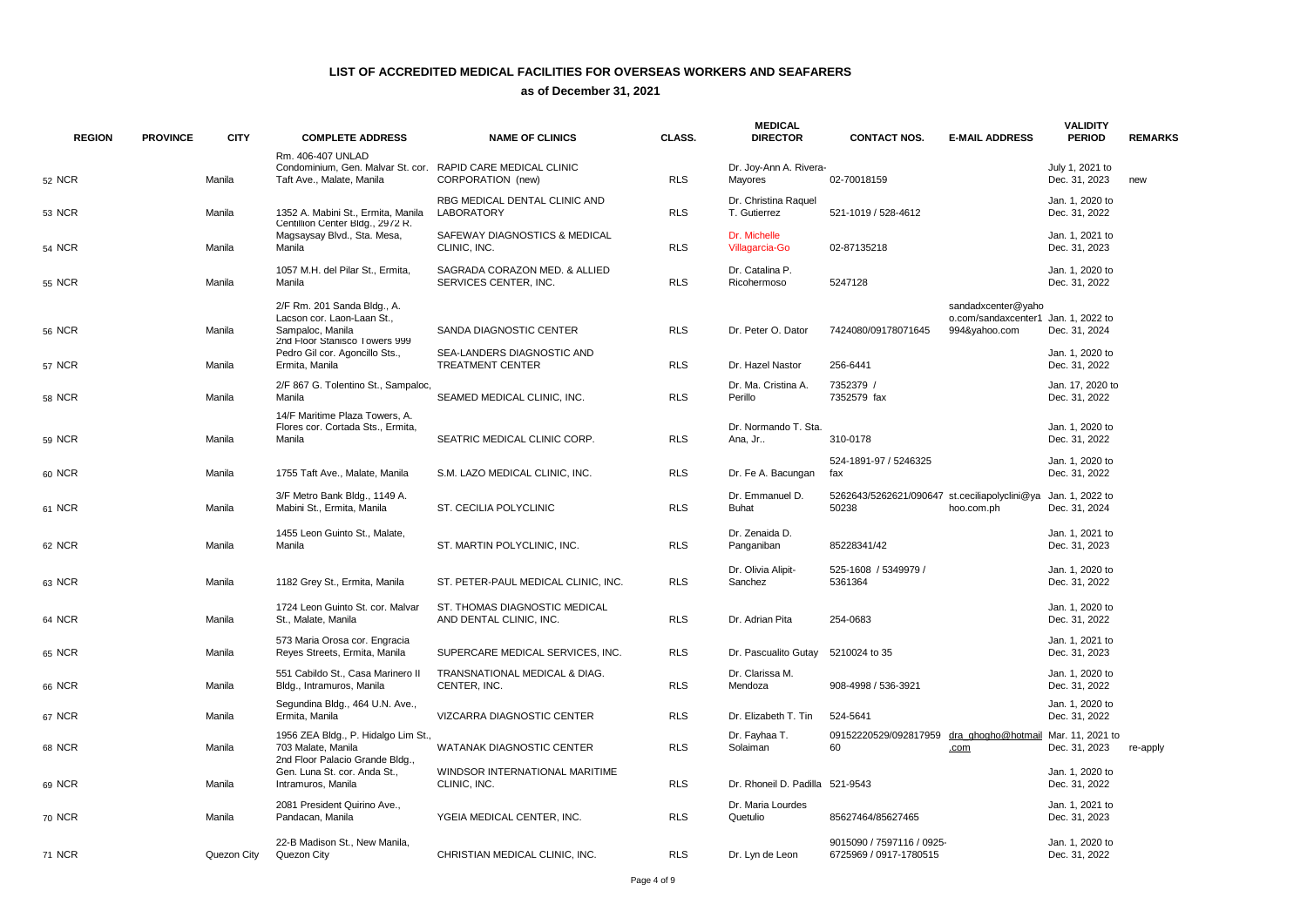# LIST OF ACCREDITED MEDICAL FACILITIES FOR OVERSEAS WORKERS AND SEAFARERS

## as of December 31, 2021

| | REGION | PROVINCE | CITY | COMPLETE ADDRESS | NAME OF CLINICS | CLASS. | MEDICAL DIRECTOR | CONTACT NOS. | E-MAIL ADDRESS | VALIDITY PERIOD | REMARKS |
|---|---|---|---|---|---|---|---|---|---|---|---|
| 52 | NCR | | Manila | Rm. 406-407 UNLAD Condominium, Gen. Malvar St. cor. Taft Ave., Malate, Manila | RAPID CARE MEDICAL CLINIC CORPORATION (new) | RLS | Dr. Joy-Ann A. Rivera-Mayores | 02-70018159 | | July 1, 2021 to Dec. 31, 2023 | new |
| 53 | NCR | | Manila | 1352 A. Mabini St., Ermita, Manila | RBG MEDICAL DENTAL CLINIC AND LABORATORY | RLS | Dr. Christina Raquel T. Gutierrez | 521-1019 / 528-4612 | | Jan. 1, 2020 to Dec. 31, 2022 | |
| 54 | NCR | | Manila | Centillion Center Bldg., 2972 R. Magsaysay Blvd., Sta. Mesa, Manila | SAFEWAY DIAGNOSTICS & MEDICAL CLINIC, INC. | RLS | Dr. Michelle Villagarcia-Go | 02-87135218 | | Jan. 1, 2021 to Dec. 31, 2023 | |
| 55 | NCR | | Manila | 1057 M.H. del Pilar St., Ermita, Manila | SAGRADA CORAZON MED. & ALLIED SERVICES CENTER, INC. | RLS | Dr. Catalina P. Ricohermoso | 5247128 | | Jan. 1, 2020 to Dec. 31, 2022 | |
| 56 | NCR | | Manila | 2/F Rm. 201 Sanda Bldg., A. Lacson cor. Laon-Laan St., Sampaloc, Manila | SANDA DIAGNOSTIC CENTER | RLS | Dr. Peter O. Dator | 7424080/09178071645 | sandadxcenter@yahoo.com/sandaxcenter1994&yahoo.com | Jan. 1, 2022 to Dec. 31, 2024 | |
| 57 | NCR | | Manila | 2nd Floor Stanisco Towers 999 Pedro Gil cor. Agoncillo Sts., Ermita, Manila | SEA-LANDERS DIAGNOSTIC AND TREATMENT CENTER | RLS | Dr. Hazel Nastor | 256-6441 | | Jan. 1, 2020 to Dec. 31, 2022 | |
| 58 | NCR | | Manila | 2/F 867 G. Tolentino St., Sampaloc, Manila | SEAMED MEDICAL CLINIC, INC. | RLS | Dr. Ma. Cristina A. Perillo | 7352379 / 7352579 fax | | Jan. 17, 2020 to Dec. 31, 2022 | |
| 59 | NCR | | Manila | 14/F Maritime Plaza Towers, A. Flores cor. Cortada Sts., Ermita, Manila | SEATRIC MEDICAL CLINIC CORP. | RLS | Dr. Normando T. Sta. Ana, Jr.. | 310-0178 | | Jan. 1, 2020 to Dec. 31, 2022 | |
| 60 | NCR | | Manila | 1755 Taft Ave., Malate, Manila | S.M. LAZO MEDICAL CLINIC, INC. | RLS | Dr. Fe A. Bacungan | 524-1891-97 / 5246325 fax | | Jan. 1, 2020 to Dec. 31, 2022 | |
| 61 | NCR | | Manila | 3/F Metro Bank Bldg., 1149 A. Mabini St., Ermita, Manila | ST. CECILIA POLYCLINIC | RLS | Dr. Emmanuel D. Buhat | 5262643/5262621/09064750238 | st.ceciliapolyclini@yahoo.com.ph | Jan. 1, 2022 to Dec. 31, 2024 | |
| 62 | NCR | | Manila | 1455 Leon Guinto St., Malate, Manila | ST. MARTIN POLYCLINIC, INC. | RLS | Dr. Zenaida D. Panganiban | 85228341/42 | | Jan. 1, 2021 to Dec. 31, 2023 | |
| 63 | NCR | | Manila | 1182 Grey St., Ermita, Manila | ST. PETER-PAUL MEDICAL CLINIC, INC. | RLS | Dr. Olivia Alipit-Sanchez | 525-1608 / 5349979 / 5361364 | | Jan. 1, 2020 to Dec. 31, 2022 | |
| 64 | NCR | | Manila | 1724 Leon Guinto St. cor. Malvar St., Malate, Manila | ST. THOMAS DIAGNOSTIC MEDICAL AND DENTAL CLINIC, INC. | RLS | Dr. Adrian Pita | 254-0683 | | Jan. 1, 2020 to Dec. 31, 2022 | |
| 65 | NCR | | Manila | 573 Maria Orosa cor. Engracia Reyes Streets, Ermita, Manila | SUPERCARE MEDICAL SERVICES, INC. | RLS | Dr. Pascualito Gutay | 5210024 to 35 | | Jan. 1, 2021 to Dec. 31, 2023 | |
| 66 | NCR | | Manila | 551 Cabildo St., Casa Marinero II Bldg., Intramuros, Manila | TRANSNATIONAL MEDICAL & DIAG. CENTER, INC. | RLS | Dr. Clarissa M. Mendoza | 908-4998 / 536-3921 | | Jan. 1, 2020 to Dec. 31, 2022 | |
| 67 | NCR | | Manila | Segundina Bldg., 464 U.N. Ave., Ermita, Manila | VIZCARRA DIAGNOSTIC CENTER | RLS | Dr. Elizabeth T. Tin | 524-5641 | | Jan. 1, 2020 to Dec. 31, 2022 | |
| 68 | NCR | | Manila | 1956 ZEA Bldg., P. Hidalgo Lim St., 703 Malate, Manila | WATANAK DIAGNOSTIC CENTER | RLS | Dr. Fayhaa T. Solaiman | 09152220529/09281795960 | dra_ghogho@hotmail.com | Mar. 11, 2021 to Dec. 31, 2023 | re-apply |
| 69 | NCR | | Manila | 2nd Floor Palacio Grande Bldg., Gen. Luna St. cor. Anda St., Intramuros, Manila | WINDSOR INTERNATIONAL MARITIME CLINIC, INC. | RLS | Dr. Rhoneil D. Padilla | 521-9543 | | Jan. 1, 2020 to Dec. 31, 2022 | |
| 70 | NCR | | Manila | 2081 President Quirino Ave., Pandacan, Manila | YGEIA MEDICAL CENTER, INC. | RLS | Dr. Maria Lourdes Quetulio | 85627464/85627465 | | Jan. 1, 2021 to Dec. 31, 2023 | |
| 71 | NCR | | Quezon City | 22-B Madison St., New Manila, Quezon City | CHRISTIAN MEDICAL CLINIC, INC. | RLS | Dr. Lyn de Leon | 9015090 / 7597116 / 0925-6725969 / 0917-1780515 | | Jan. 1, 2020 to Dec. 31, 2022 | |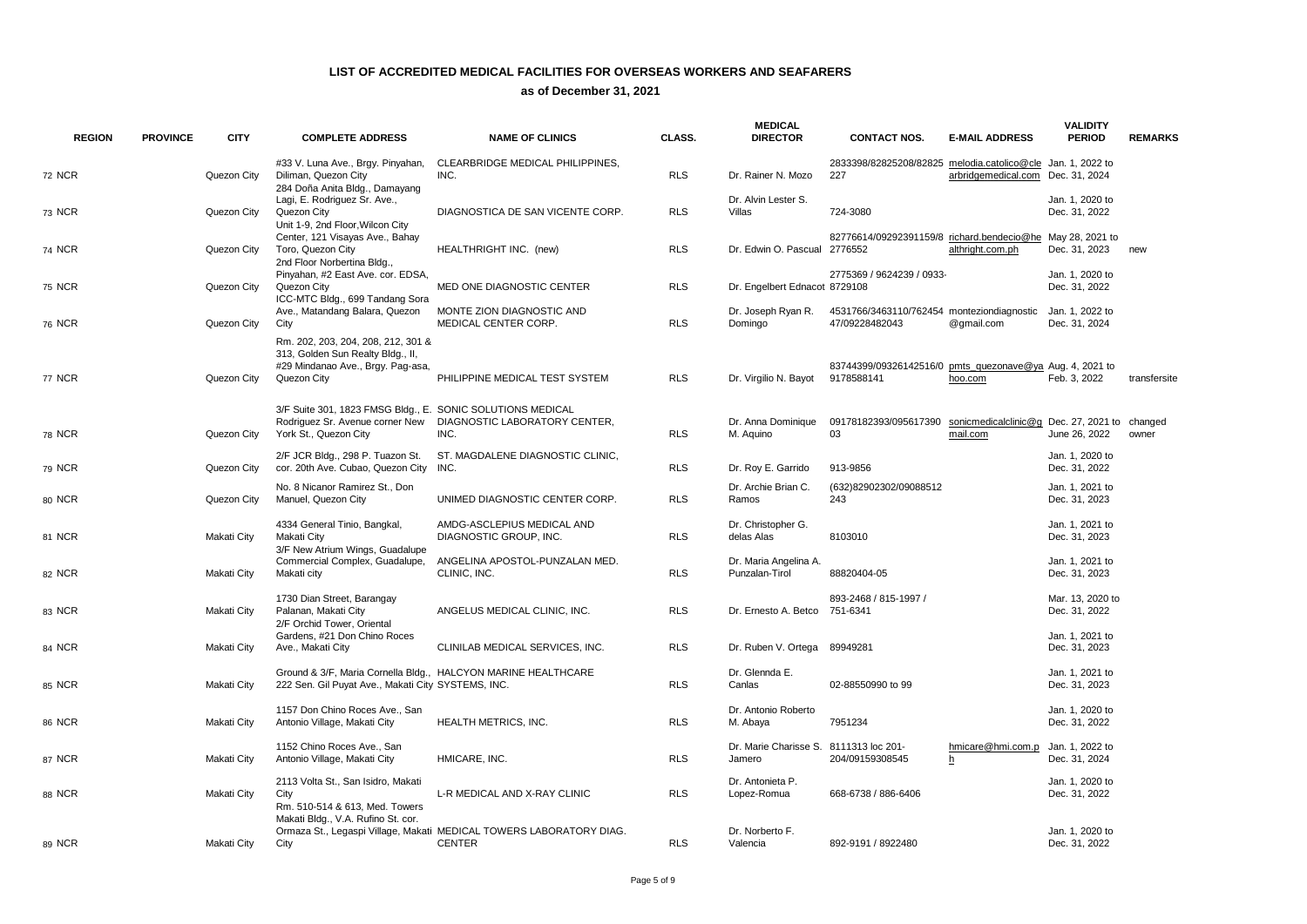# LIST OF ACCREDITED MEDICAL FACILITIES FOR OVERSEAS WORKERS AND SEAFARERS

## as of December 31, 2021

| | REGION | PROVINCE | CITY | COMPLETE ADDRESS | NAME OF CLINICS | CLASS. | MEDICAL DIRECTOR | CONTACT NOS. | E-MAIL ADDRESS | VALIDITY PERIOD | REMARKS |
|---|---|---|---|---|---|---|---|---|---|---|---|
| 72 | NCR | | Quezon City | #33 V. Luna Ave., Brgy. Pinyahan, Diliman, Quezon City | CLEARBRIDGE MEDICAL PHILIPPINES, INC. | RLS | Dr. Rainer N. Mozo | 2833398/82825208/82825227 | melodia.catolico@clearbridgemedical.com | Jan. 1, 2022 to Dec. 31, 2024 | |
| 73 | NCR | | Quezon City | 284 Doña Anita Bldg., Damayang Lagi, E. Rodriguez Sr. Ave., Quezon City | DIAGNOSTICA DE SAN VICENTE CORP. | RLS | Dr. Alvin Lester S. Villas | 724-3080 | | Jan. 1, 2020 to Dec. 31, 2022 | |
| 74 | NCR | | Quezon City | Unit 1-9, 2nd Floor,Wilcon City Center, 121 Visayas Ave., Bahay Toro, Quezon City | HEALTHRIGHT INC. (new) | RLS | Dr. Edwin O. Pascual | 82776614/09292391159/82776552 | richard.bendecio@healthright.com.ph | May 28, 2021 to Dec. 31, 2023 | new |
| 75 | NCR | | Quezon City | 2nd Floor Norbertina Bldg., Pinyahan, #2 East Ave. cor. EDSA, Quezon City | MED ONE DIAGNOSTIC CENTER | RLS | Dr. Engelbert Ednacot | 2775369 / 9624239 / 0933-8729108 | | Jan. 1, 2020 to Dec. 31, 2022 | |
| 76 | NCR | | Quezon City | ICC-MTC Bldg., 699 Tandang Sora Ave., Matandang Balara, Quezon City | MONTE ZION DIAGNOSTIC AND MEDICAL CENTER CORP. | RLS | Dr. Joseph Ryan R. Domingo | 4531766/3463110/76245447/09228482043 | monteziondiagnostic@gmail.com | Jan. 1, 2022 to Dec. 31, 2024 | |
| 77 | NCR | | Quezon City | Rm. 202, 203, 204, 208, 212, 301 & 313, Golden Sun Realty Bldg., II, #29 Mindanao Ave., Brgy. Pag-asa, Quezon City | PHILIPPINE MEDICAL TEST SYSTEM | RLS | Dr. Virgilio N. Bayot | 83744399/09326142516/09178588141 | pmts_quezonave@yahoo.com | Aug. 4, 2021 to Feb. 3, 2022 | transfersite |
| 78 | NCR | | Quezon City | 3/F Suite 301, 1823 FMSG Bldg., E. Rodriguez Sr. Avenue corner New York St., Quezon City | SONIC SOLUTIONS MEDICAL DIAGNOSTIC LABORATORY CENTER, INC. | RLS | Dr. Anna Dominique M. Aquino | 09178182393/09561739003 | sonicmedicalclinic@gmail.com | Dec. 27, 2021 to June 26, 2022 | changed owner |
| 79 | NCR | | Quezon City | 2/F JCR Bldg., 298 P. Tuazon St. cor. 20th Ave. Cubao, Quezon City | ST. MAGDALENE DIAGNOSTIC CLINIC, INC. | RLS | Dr. Roy E. Garrido | 913-9856 | | Jan. 1, 2020 to Dec. 31, 2022 | |
| 80 | NCR | | Quezon City | No. 8 Nicanor Ramirez St., Don Manuel, Quezon City | UNIMED DIAGNOSTIC CENTER CORP. | RLS | Dr. Archie Brian C. Ramos | (632)82902302/09088512243 | | Jan. 1, 2021 to Dec. 31, 2023 | |
| 81 | NCR | | Makati City | 4334 General Tinio, Bangkal, Makati City | AMDG-ASCLEPIUS MEDICAL AND DIAGNOSTIC GROUP, INC. | RLS | Dr. Christopher G. delas Alas | 8103010 | | Jan. 1, 2021 to Dec. 31, 2023 | |
| 82 | NCR | | Makati City | 3/F New Atrium Wings, Guadalupe Commercial Complex, Guadalupe, Makati city | ANGELINA APOSTOL-PUNZALAN MED. CLINIC, INC. | RLS | Dr. Maria Angelina A. Punzalan-Tirol | 88820404-05 | | Jan. 1, 2021 to Dec. 31, 2023 | |
| 83 | NCR | | Makati City | 1730 Dian Street, Barangay Palanan, Makati City | ANGELUS MEDICAL CLINIC, INC. | RLS | Dr. Ernesto A. Betco | 893-2468 / 815-1997 / 751-6341 | | Mar. 13, 2020 to Dec. 31, 2022 | |
| 84 | NCR | | Makati City | 2/F Orchid Tower, Oriental Gardens, #21 Don Chino Roces Ave., Makati City | CLINILAB MEDICAL SERVICES, INC. | RLS | Dr. Ruben V. Ortega | 89949281 | | Jan. 1, 2021 to Dec. 31, 2023 | |
| 85 | NCR | | Makati City | Ground & 3/F, Maria Cornella Bldg., 222 Sen. Gil Puyat Ave., Makati City | HALCYON MARINE HEALTHCARE SYSTEMS, INC. | RLS | Dr. Glennda E. Canlas | 02-88550990 to 99 | | Jan. 1, 2021 to Dec. 31, 2023 | |
| 86 | NCR | | Makati City | 1157 Don Chino Roces Ave., San Antonio Village, Makati City | HEALTH METRICS, INC. | RLS | Dr. Antonio Roberto M. Abaya | 7951234 | | Jan. 1, 2020 to Dec. 31, 2022 | |
| 87 | NCR | | Makati City | 1152 Chino Roces Ave., San Antonio Village, Makati City | HMICARE, INC. | RLS | Dr. Marie Charisse S. Jamero | 8111313 loc 201-204/09159308545 | hmicare@hmi.com.ph | Jan. 1, 2022 to Dec. 31, 2024 | |
| 88 | NCR | | Makati City | 2113 Volta St., San Isidro, Makati City | L-R MEDICAL AND X-RAY CLINIC | RLS | Dr. Antonieta P. Lopez-Romua | 668-6738 / 886-6406 | | Jan. 1, 2020 to Dec. 31, 2022 | |
| 89 | NCR | | Makati City | Rm. 510-514 & 613, Med. Towers Makati Bldg., V.A. Rufino St. cor. Ormaza St., Legaspi Village, Makati City | MEDICAL TOWERS LABORATORY DIAG. CENTER | RLS | Dr. Norberto F. Valencia | 892-9191 / 8922480 | | Jan. 1, 2020 to Dec. 31, 2022 | |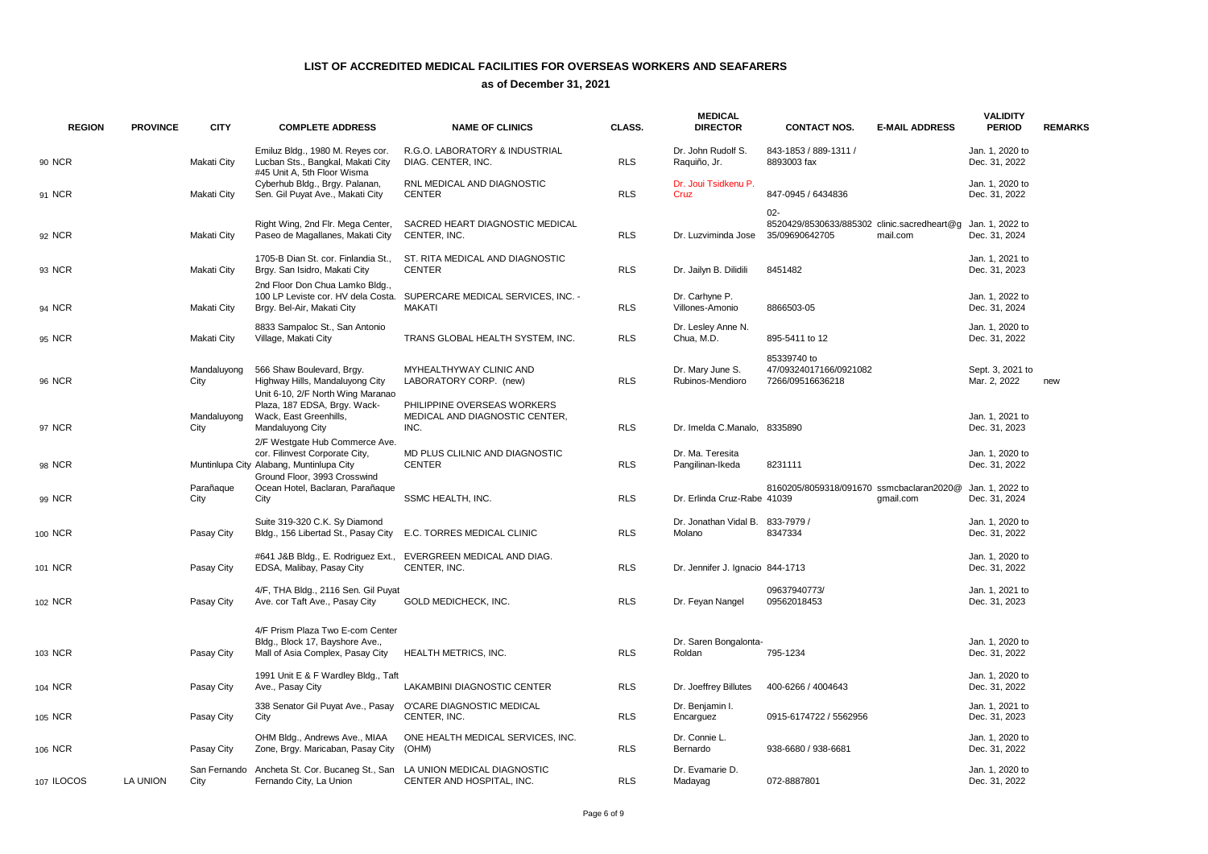# LIST OF ACCREDITED MEDICAL FACILITIES FOR OVERSEAS WORKERS AND SEAFARERS

## as of December 31, 2021

| | REGION | PROVINCE | CITY | COMPLETE ADDRESS | NAME OF CLINICS | CLASS. | MEDICAL DIRECTOR | CONTACT NOS. | E-MAIL ADDRESS | VALIDITY PERIOD | REMARKS |
|---|---|---|---|---|---|---|---|---|---|---|---|
| 90 | NCR | | Makati City | Emiluz Bldg., 1980 M. Reyes cor. Lucban Sts., Bangkal, Makati City | R.G.O. LABORATORY & INDUSTRIAL DIAG. CENTER, INC. | RLS | Dr. John Rudolf S. Raquiño, Jr. | 843-1853 / 889-1311 / 8893003 fax | | Jan. 1, 2020 to Dec. 31, 2022 | |
| 91 | NCR | | Makati City | #45 Unit A, 5th Floor Wisma Cyberhub Bldg., Brgy. Palanan, Sen. Gil Puyat Ave., Makati City | RNL MEDICAL AND DIAGNOSTIC CENTER | RLS | Dr. Joui Tsidkenu P. Cruz | 847-0945 / 6434836 | | Jan. 1, 2020 to Dec. 31, 2022 | |
| 92 | NCR | | Makati City | Right Wing, 2nd Flr. Mega Center, Paseo de Magallanes, Makati City | SACRED HEART DIAGNOSTIC MEDICAL CENTER, INC. | RLS | Dr. Luzviminda Jose | 02-8520429/8530633/885302 35/09690642705 | clinic.sacredheart@gmail.com | Jan. 1, 2022 to Dec. 31, 2024 | |
| 93 | NCR | | Makati City | 1705-B Dian St. cor. Finlandia St., Brgy. San Isidro, Makati City | ST. RITA MEDICAL AND DIAGNOSTIC CENTER | RLS | Dr. Jailyn B. Dilidili | 8451482 | | Jan. 1, 2021 to Dec. 31, 2023 | |
| 94 | NCR | | Makati City | 2nd Floor Don Chua Lamko Bldg., 100 LP Leviste cor. HV dela Costa. Brgy. Bel-Air, Makati City | SUPERCARE MEDICAL SERVICES, INC. - MAKATI | RLS | Dr. Carhyne P. Villones-Amonio | 8866503-05 | | Jan. 1, 2022 to Dec. 31, 2024 | |
| 95 | NCR | | Makati City | 8833 Sampaloc St., San Antonio Village, Makati City | TRANS GLOBAL HEALTH SYSTEM, INC. | RLS | Dr. Lesley Anne N. Chua, M.D. | 895-5411 to 12 | | Jan. 1, 2020 to Dec. 31, 2022 | |
| 96 | NCR | | Mandaluyong City | 566 Shaw Boulevard, Brgy. Highway Hills, Mandaluyong City | MYHEALTHYWAY CLINIC AND LABORATORY CORP. (new) | RLS | Dr. Mary June S. Rubinos-Mendioro | 85339740 to 47/09324017166/0921082 7266/09516636218 | | Sept. 3, 2021 to Mar. 2, 2022 | new |
| 97 | NCR | | Mandaluyong City | Unit 6-10, 2/F North Wing Maranao Plaza, 187 EDSA, Brgy. Wack-Wack, East Greenhills, Mandaluyong City | PHILIPPINE OVERSEAS WORKERS MEDICAL AND DIAGNOSTIC CENTER, INC. | RLS | Dr. Imelda C.Manalo, | 8335890 | | Jan. 1, 2021 to Dec. 31, 2023 | |
| 98 | NCR | | Muntinlupa City | 2/F Westgate Hub Commerce Ave. cor. Filinvest Corporate City, Alabang, Muntinlupa City | MD PLUS CLILNIC AND DIAGNOSTIC CENTER | RLS | Dr. Ma. Teresita Pangilinan-Ikeda | 8231111 | | Jan. 1, 2020 to Dec. 31, 2022 | |
| 99 | NCR | | Parañaque City | Ground Floor, 3993 Crosswind Ocean Hotel, Baclaran, Parañaque City | SSMC HEALTH, INC. | RLS | Dr. Erlinda Cruz-Rabe | 8160205/8059318/091670 41039 | ssmcbaclaran2020@gmail.com | Jan. 1, 2022 to Dec. 31, 2024 | |
| 100 | NCR | | Pasay City | Suite 319-320 C.K. Sy Diamond Bldg., 156 Libertad St., Pasay City | E.C. TORRES MEDICAL CLINIC | RLS | Dr. Jonathan Vidal B. Molano | 833-7979 / 8347334 | | Jan. 1, 2020 to Dec. 31, 2022 | |
| 101 | NCR | | Pasay City | #641 J&B Bldg., E. Rodriguez Ext., EDSA, Malibay, Pasay City | EVERGREEN MEDICAL AND DIAG. CENTER, INC. | RLS | Dr. Jennifer J. Ignacio | 844-1713 | | Jan. 1, 2020 to Dec. 31, 2022 | |
| 102 | NCR | | Pasay City | 4/F, THA Bldg., 2116 Sen. Gil Puyat Ave. cor Taft Ave., Pasay City | GOLD MEDICHECK, INC. | RLS | Dr. Feyan Nangel | 09637940773/ 09562018453 | | Jan. 1, 2021 to Dec. 31, 2023 | |
| 103 | NCR | | Pasay City | 4/F Prism Plaza Two E-com Center Bldg., Block 17, Bayshore Ave., Mall of Asia Complex, Pasay City | HEALTH METRICS, INC. | RLS | Dr. Saren Bongalonta-Roldan | 795-1234 | | Jan. 1, 2020 to Dec. 31, 2022 | |
| 104 | NCR | | Pasay City | 1991 Unit E & F Wardley Bldg., Taft Ave., Pasay City | LAKAMBINI DIAGNOSTIC CENTER | RLS | Dr. Joeffrey Billutes | 400-6266 / 4004643 | | Jan. 1, 2020 to Dec. 31, 2022 | |
| 105 | NCR | | Pasay City | 338 Senator Gil Puyat Ave., Pasay City | O'CARE DIAGNOSTIC MEDICAL CENTER, INC. | RLS | Dr. Benjamin I. Encarguez | 0915-6174722 / 5562956 | | Jan. 1, 2021 to Dec. 31, 2023 | |
| 106 | NCR | | Pasay City | OHM Bldg., Andrews Ave., MIAA Zone, Brgy. Maricaban, Pasay City | ONE HEALTH MEDICAL SERVICES, INC. (OHM) | RLS | Dr. Connie L. Bernardo | 938-6680 / 938-6681 | | Jan. 1, 2020 to Dec. 31, 2022 | |
| 107 | ILOCOS | LA UNION | San Fernando City | Ancheta St. Cor. Bucaneg St., San Fernando City, La Union | LA UNION MEDICAL DIAGNOSTIC CENTER AND HOSPITAL, INC. | RLS | Dr. Evamarie D. Madayag | 072-8887801 | | Jan. 1, 2020 to Dec. 31, 2022 | |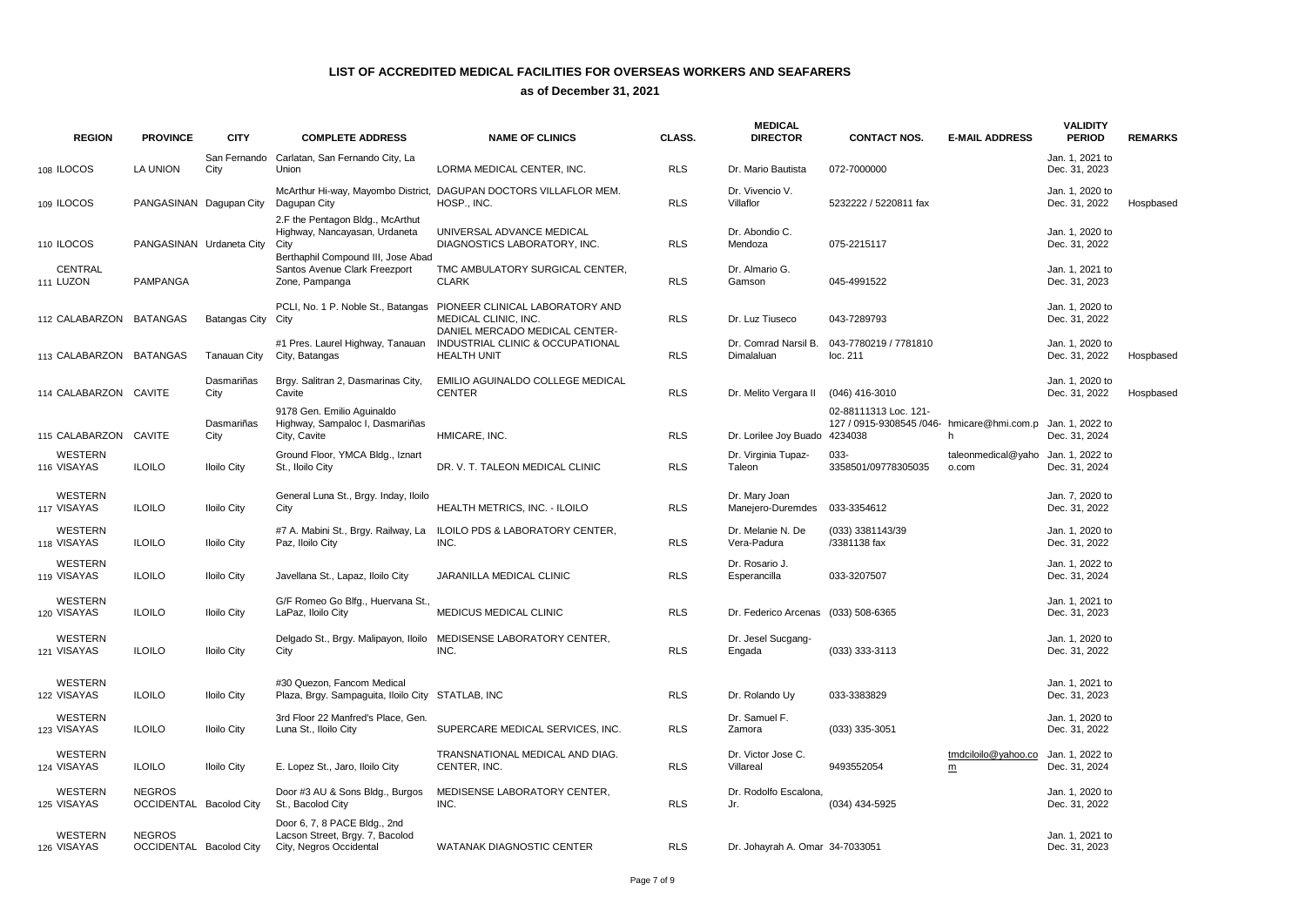# LIST OF ACCREDITED MEDICAL FACILITIES FOR OVERSEAS WORKERS AND SEAFARERS

## as of December 31, 2021

| | REGION | PROVINCE | CITY | COMPLETE ADDRESS | NAME OF CLINICS | CLASS. | MEDICAL DIRECTOR | CONTACT NOS. | E-MAIL ADDRESS | VALIDITY PERIOD | REMARKS |
|---|---|---|---|---|---|---|---|---|---|---|---|
| 108 | ILOCOS | LA UNION | San Fernando City | Carlatan, San Fernando City, La Union | LORMA MEDICAL CENTER, INC. | RLS | Dr. Mario Bautista | 072-7000000 | | Jan. 1, 2021 to Dec. 31, 2023 | |
| 109 | ILOCOS | PANGASINAN | Dagupan City | McArthur Hi-way, Mayombo District, Dagupan City | DAGUPAN DOCTORS VILLAFLOR MEM. HOSP., INC. | RLS | Dr. Vivencio V. Villaflor | 5232222 / 5220811 fax | | Jan. 1, 2020 to Dec. 31, 2022 | Hospbased |
| 110 | ILOCOS | PANGASINAN | Urdaneta City | 2.F the Pentagon Bldg., McArthut Highway, Nancayasan, Urdaneta City | UNIVERSAL ADVANCE MEDICAL DIAGNOSTICS LABORATORY, INC. | RLS | Dr. Abondio C. Mendoza | 075-2215117 | | Jan. 1, 2020 to Dec. 31, 2022 | |
| 111 | CENTRAL LUZON | PAMPANGA | | Berthaphil Compound III, Jose Abad Santos Avenue Clark Freezport Zone, Pampanga | TMC AMBULATORY SURGICAL CENTER, CLARK | RLS | Dr. Almario G. Gamson | 045-4991522 | | Jan. 1, 2021 to Dec. 31, 2023 | |
| 112 | CALABARZON | BATANGAS | Batangas City | PCLI, No. 1 P. Noble St., Batangas City | PIONEER CLINICAL LABORATORY AND MEDICAL CLINIC, INC. | RLS | Dr. Luz Tiuseco | 043-7289793 | | Jan. 1, 2020 to Dec. 31, 2022 | |
| 113 | CALABARZON | BATANGAS | Tanauan City | #1 Pres. Laurel Highway, Tanauan City, Batangas | DANIEL MERCADO MEDICAL CENTER- INDUSTRIAL CLINIC & OCCUPATIONAL HEALTH UNIT | RLS | Dr. Comrad Narsil B. Dimalaluan | 043-7780219 / 7781810 loc. 211 | | Jan. 1, 2020 to Dec. 31, 2022 | Hospbased |
| 114 | CALABARZON | CAVITE | Dasmariñas City | Brgy. Salitran 2, Dasmarinas City, Cavite | EMILIO AGUINALDO COLLEGE MEDICAL CENTER | RLS | Dr. Melito Vergara II | (046) 416-3010 | | Jan. 1, 2020 to Dec. 31, 2022 | Hospbased |
| 115 | CALABARZON | CAVITE | Dasmariñas City | 9178 Gen. Emilio Aguinaldo Highway, Sampaloc I, Dasmariñas City, Cavite | HMICARE, INC. | RLS | Dr. Lorilee Joy Buado | 02-88111313 Loc. 121-127 / 0915-9308545 /046-4234038 | hmicare@hmi.com.ph | Jan. 1, 2022 to Dec. 31, 2024 | |
| 116 | WESTERN VISAYAS | ILOILO | Iloilo City | Ground Floor, YMCA Bldg., Iznart St., Iloilo City | DR. V. T. TALEON MEDICAL CLINIC | RLS | Dr. Virginia Tupaz-Taleon | 033-3358501/09778305035 | taleonmedical@yahoo.com | Jan. 1, 2022 to Dec. 31, 2024 | |
| 117 | WESTERN VISAYAS | ILOILO | Iloilo City | General Luna St., Brgy. Inday, Iloilo City | HEALTH METRICS, INC. - ILOILO | RLS | Dr. Mary Joan Manejero-Duremdes | 033-3354612 | | Jan. 7, 2020 to Dec. 31, 2022 | |
| 118 | WESTERN VISAYAS | ILOILO | Iloilo City | #7 A. Mabini St., Brgy. Railway, La Paz, Iloilo City | ILOILO PDS & LABORATORY CENTER, INC. | RLS | Dr. Melanie N. De Vera-Padura | (033) 3381143/39 /3381138 fax | | Jan. 1, 2020 to Dec. 31, 2022 | |
| 119 | WESTERN VISAYAS | ILOILO | Iloilo City | Javellana St., Lapaz, Iloilo City | JARANILLA MEDICAL CLINIC | RLS | Dr. Rosario J. Esperancilla | 033-3207507 | | Jan. 1, 2022 to Dec. 31, 2024 | |
| 120 | WESTERN VISAYAS | ILOILO | Iloilo City | G/F Romeo Go Blfg., Huervana St., LaPaz, Iloilo City | MEDICUS MEDICAL CLINIC | RLS | Dr. Federico Arcenas | (033) 508-6365 | | Jan. 1, 2021 to Dec. 31, 2023 | |
| 121 | WESTERN VISAYAS | ILOILO | Iloilo City | Delgado St., Brgy. Malipayon, Iloilo City | MEDISENSE LABORATORY CENTER, INC. | RLS | Dr. Jesel Sucgang-Engada | (033) 333-3113 | | Jan. 1, 2020 to Dec. 31, 2022 | |
| 122 | WESTERN VISAYAS | ILOILO | Iloilo City | #30 Quezon, Fancom Medical Plaza, Brgy. Sampaguita, Iloilo City | STATLAB, INC | RLS | Dr. Rolando Uy | 033-3383829 | | Jan. 1, 2021 to Dec. 31, 2023 | |
| 123 | WESTERN VISAYAS | ILOILO | Iloilo City | 3rd Floor 22 Manfred's Place, Gen. Luna St., Iloilo City | SUPERCARE MEDICAL SERVICES, INC. | RLS | Dr. Samuel F. Zamora | (033) 335-3051 | | Jan. 1, 2020 to Dec. 31, 2022 | |
| 124 | WESTERN VISAYAS | ILOILO | Iloilo City | E. Lopez St., Jaro, Iloilo City | TRANSNATIONAL MEDICAL AND DIAG. CENTER, INC. | RLS | Dr. Victor Jose C. Villareal | 9493552054 | tmdciloilo@yahoo.com | Jan. 1, 2022 to Dec. 31, 2024 | |
| 125 | WESTERN VISAYAS | NEGROS OCCIDENTAL | Bacolod City | Door #3 AU & Sons Bldg., Burgos St., Bacolod City | MEDISENSE LABORATORY CENTER, INC. | RLS | Dr. Rodolfo Escalona, Jr. | (034) 434-5925 | | Jan. 1, 2020 to Dec. 31, 2022 | |
| 126 | WESTERN VISAYAS | NEGROS OCCIDENTAL | Bacolod City | Door 6, 7, 8 PACE Bldg., 2nd Lacson Street, Brgy. 7, Bacolod City, Negros Occidental | WATANAK DIAGNOSTIC CENTER | RLS | Dr. Johayrah A. Omar | 34-7033051 | | Jan. 1, 2021 to Dec. 31, 2023 | |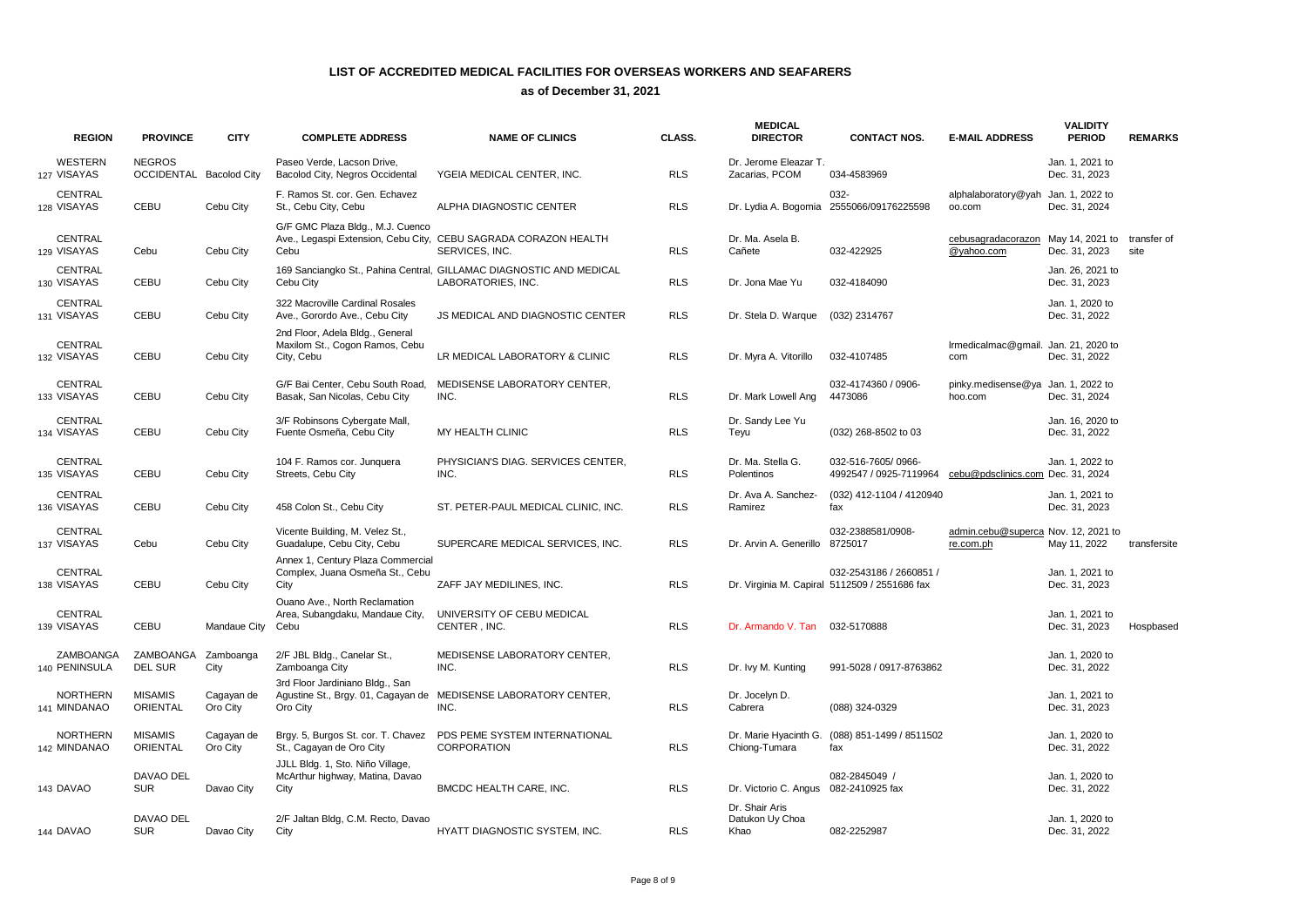# LIST OF ACCREDITED MEDICAL FACILITIES FOR OVERSEAS WORKERS AND SEAFARERS

## as of December 31, 2021

| | REGION | PROVINCE | CITY | COMPLETE ADDRESS | NAME OF CLINICS | CLASS. | MEDICAL DIRECTOR | CONTACT NOS. | E-MAIL ADDRESS | VALIDITY PERIOD | REMARKS |
|---|---|---|---|---|---|---|---|---|---|---|---|
| 127 | WESTERN VISAYAS | NEGROS OCCIDENTAL | Bacolod City | Paseo Verde, Lacson Drive, Bacolod City, Negros Occidental | YGEIA MEDICAL CENTER, INC. | RLS | Dr. Jerome Eleazar T. Zacarias, PCOM | 034-4583969 | | Jan. 1, 2021 to Dec. 31, 2023 | |
| 128 | CENTRAL VISAYAS | CEBU | Cebu City | F. Ramos St. cor. Gen. Echavez St., Cebu City, Cebu | ALPHA DIAGNOSTIC CENTER | RLS | Dr. Lydia A. Bogomia | 032-2555066/09176225598 | alphalaboratory@yahoo.com | Jan. 1, 2022 to Dec. 31, 2024 | |
| 129 | CENTRAL VISAYAS | Cebu | Cebu City | G/F GMC Plaza Bldg., M.J. Cuenco Ave., Legaspi Extension, Cebu City, Cebu | CEBU SAGRADA CORAZON HEALTH SERVICES, INC. | RLS | Dr. Ma. Asela B. Cañete | 032-422925 | cebusagradacorazon@yahoo.com | May 14, 2021 to Dec. 31, 2023 | transfer of site |
| 130 | CENTRAL VISAYAS | CEBU | Cebu City | 169 Sanciangko St., Pahina Central, Cebu City | GILLAMAC DIAGNOSTIC AND MEDICAL LABORATORIES, INC. | RLS | Dr. Jona Mae Yu | 032-4184090 | | Jan. 26, 2021 to Dec. 31, 2023 | |
| 131 | CENTRAL VISAYAS | CEBU | Cebu City | 322 Macroville Cardinal Rosales Ave., Gorordo Ave., Cebu City | JS MEDICAL AND DIAGNOSTIC CENTER | RLS | Dr. Stela D. Warque | (032) 2314767 | | Jan. 1, 2020 to Dec. 31, 2022 | |
| 132 | CENTRAL VISAYAS | CEBU | Cebu City | 2nd Floor, Adela Bldg., General Maxilom St., Cogon Ramos, Cebu City, Cebu | LR MEDICAL LABORATORY & CLINIC | RLS | Dr. Myra A. Vitorillo | 032-4107485 | lrmedicalmac@gmail.com | Jan. 21, 2020 to Dec. 31, 2022 | |
| 133 | CENTRAL VISAYAS | CEBU | Cebu City | G/F Bai Center, Cebu South Road, Basak, San Nicolas, Cebu City | MEDISENSE LABORATORY CENTER, INC. | RLS | Dr. Mark Lowell Ang | 032-4174360 / 0906-4473086 | pinky.medisense@yahoo.com | Jan. 1, 2022 to Dec. 31, 2024 | |
| 134 | CENTRAL VISAYAS | CEBU | Cebu City | 3/F Robinsons Cybergate Mall, Fuente Osmeña, Cebu City | MY HEALTH CLINIC | RLS | Dr. Sandy Lee Yu Teyu | (032) 268-8502 to 03 | | Jan. 16, 2020 to Dec. 31, 2022 | |
| 135 | CENTRAL VISAYAS | CEBU | Cebu City | 104 F. Ramos cor. Junquera Streets, Cebu City | PHYSICIAN'S DIAG. SERVICES CENTER, INC. | RLS | Dr. Ma. Stella G. Polentinos | 032-516-7605/ 0966-4992547 / 0925-7119964 | cebu@pdsclinics.com | Jan. 1, 2022 to Dec. 31, 2024 | |
| 136 | CENTRAL VISAYAS | CEBU | Cebu City | 458 Colon St., Cebu City | ST. PETER-PAUL MEDICAL CLINIC, INC. | RLS | Dr. Ava A. Sanchez-Ramirez | (032) 412-1104 / 4120940 fax | | Jan. 1, 2021 to Dec. 31, 2023 | |
| 137 | CENTRAL VISAYAS | Cebu | Cebu City | Vicente Building, M. Velez St., Guadalupe, Cebu City, Cebu | SUPERCARE MEDICAL SERVICES, INC. | RLS | Dr. Arvin A. Generillo | 032-2388581/0908-8725017 | admin.cebu@supercare.com.ph | Nov. 12, 2021 to May 11, 2022 | transfersite |
| 138 | CENTRAL VISAYAS | CEBU | Cebu City | Annex 1, Century Plaza Commercial Complex, Juana Osmeña St., Cebu City | ZAFF JAY MEDILINES, INC. | RLS | Dr. Virginia M. Capiral | 032-2543186 / 2660851 / 5112509 / 2551686 fax | | Jan. 1, 2021 to Dec. 31, 2023 | |
| 139 | CENTRAL VISAYAS | CEBU | Mandaue City | Ouano Ave., North Reclamation Area, Subangdaku, Mandaue City, Cebu | UNIVERSITY OF CEBU MEDICAL CENTER , INC. | RLS | Dr. Armando V. Tan | 032-5170888 | | Jan. 1, 2021 to Dec. 31, 2023 | Hospbased |
| 140 | ZAMBOANGA PENINSULA | ZAMBOANGA DEL SUR | Zamboanga City | 2/F JBL Bldg., Canelar St., Zamboanga City | MEDISENSE LABORATORY CENTER, INC. | RLS | Dr. Ivy M. Kunting | 991-5028 / 0917-8763862 | | Jan. 1, 2020 to Dec. 31, 2022 | |
| 141 | NORTHERN MINDANAO | MISAMIS ORIENTAL | Cagayan de Oro City | 3rd Floor Jardiniano Bldg., San Agustine St., Brgy. 01, Cagayan de Oro City | MEDISENSE LABORATORY CENTER, INC. | RLS | Dr. Jocelyn D. Cabrera | (088) 324-0329 | | Jan. 1, 2021 to Dec. 31, 2023 | |
| 142 | NORTHERN MINDANAO | MISAMIS ORIENTAL | Cagayan de Oro City | Brgy. 5, Burgos St. cor. T. Chavez St., Cagayan de Oro City | PDS PEME SYSTEM INTERNATIONAL CORPORATION | RLS | Dr. Marie Hyacinth G. Chiong-Tumara | (088) 851-1499 / 8511502 fax | | Jan. 1, 2020 to Dec. 31, 2022 | |
| 143 | DAVAO | DAVAO DEL SUR | Davao City | JJLL Bldg. 1, Sto. Niño Village, McArthur highway, Matina, Davao City | BMCDC HEALTH CARE, INC. | RLS | Dr. Victorio C. Angus | 082-2845049 / 082-2410925 fax | | Jan. 1, 2020 to Dec. 31, 2022 | |
| 144 | DAVAO | DAVAO DEL SUR | Davao City | 2/F Jaltan Bldg, C.M. Recto, Davao City | HYATT DIAGNOSTIC SYSTEM, INC. | RLS | Dr. Shair Aris Datukon Uy Choa Khao | 082-2252987 | | Jan. 1, 2020 to Dec. 31, 2022 | |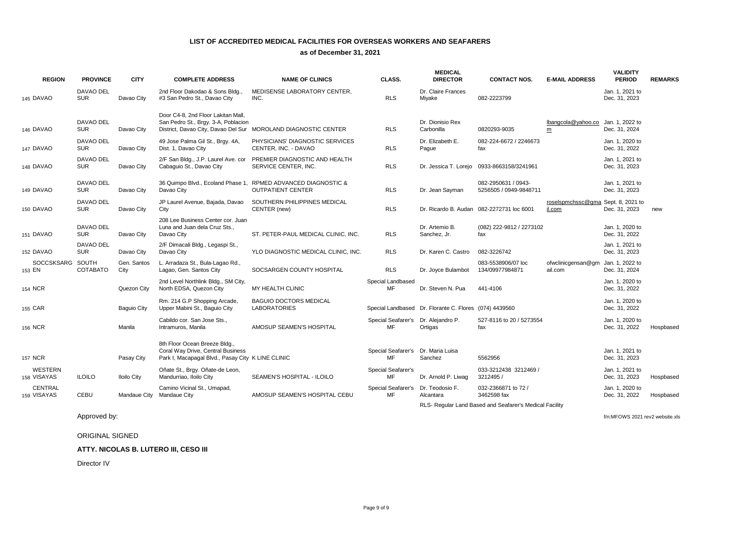# LIST OF ACCREDITED MEDICAL FACILITIES FOR OVERSEAS WORKERS AND SEAFARERS

## as of December 31, 2021

| | REGION | PROVINCE | CITY | COMPLETE ADDRESS | NAME OF CLINICS | CLASS. | MEDICAL DIRECTOR | CONTACT NOS. | E-MAIL ADDRESS | VALIDITY PERIOD | REMARKS |
|---|---|---|---|---|---|---|---|---|---|---|---|
| 145 | DAVAO | DAVAO DEL SUR | Davao City | 2nd Floor Dakodao & Sons Bldg., #3 San Pedro St., Davao City | MEDISENSE LABORATORY CENTER, INC. | RLS | Dr. Claire Frances Miyake | 082-2223799 | | Jan. 1, 2021 to Dec. 31, 2023 | |
| 146 | DAVAO | DAVAO DEL SUR | Davao City | Door C4-8, 2nd Floor Lakitan Mall, San Pedro St., Brgy. 3-A, Poblacion District, Davao City, Davao Del Sur | MOROLAND DIAGNOSTIC CENTER | RLS | Dr. Dionisio Rex Carbonilla | 0820293-9035 | lbangcola@yahoo.com | Jan. 1, 2022 to Dec. 31, 2024 | |
| 147 | DAVAO | DAVAO DEL SUR | Davao City | 49 Jose Palma Gil St., Brgy. 4A, Dist. 1, Davao City | PHYSICIANS' DIAGNOSTIC SERVICES CENTER, INC. - DAVAO | RLS | Dr. Elizabeth E. Pague | 082-224-6672 / 2246673 fax | | Jan. 1, 2020 to Dec. 31, 2022 | |
| 148 | DAVAO | DAVAO DEL SUR | Davao City | 2/F San Bldg., J.P. Laurel Ave. cor Cabaguio St., Davao City | PREMIER DIAGNOSTIC AND HEALTH SERVICE CENTER, INC. | RLS | Dr. Jessica T. Lorejo | 0933-8663158/3241961 | | Jan. 1, 2021 to Dec. 31, 2023 | |
| 149 | DAVAO | DAVAO DEL SUR | Davao City | 36 Quimpo Blvd., Ecoland Phase 1, Davao City | RPMED ADVANCED DIAGNOSTIC & OUTPATIENT CENTER | RLS | Dr. Jean Sayman | 082-2950631 / 0943-5256505 / 0949-9848711 | | Jan. 1, 2021 to Dec. 31, 2023 | |
| 150 | DAVAO | DAVAO DEL SUR | Davao City | JP Laurel Avenue, Bajada, Davao City | SOUTHERN PHILIPPINES MEDICAL CENTER (new) | RLS | Dr. Ricardo B. Audan | 082-2272731 loc 6001 | roselspmchssc@gmail.com | Sept. 8, 2021 to Dec. 31, 2023 | new |
| 151 | DAVAO | DAVAO DEL SUR | Davao City | 208 Lee Business Center cor. Juan Luna and Juan dela Cruz Sts., Davao City | ST. PETER-PAUL MEDICAL CLINIC, INC. | RLS | Dr. Artemio B. Sanchez, Jr. | (082) 222-9812 / 2273102 fax | | Jan. 1, 2020 to Dec. 31, 2022 | |
| 152 | DAVAO | DAVAO DEL SUR | Davao City | 2/F Dimacali Bldg., Legaspi St., Davao City | YLO DIAGNOSTIC MEDICAL CLINIC, INC. | RLS | Dr. Karen C. Castro | 082-3226742 | | Jan. 1, 2021 to Dec. 31, 2023 | |
| 153 | SOCCSKSARGEN | SOUTH COTABATO | Gen. Santos City | L. Arradaza St., Bula-Lagao Rd., Lagao, Gen. Santos City | SOCSARGEN COUNTY HOSPITAL | RLS | Dr. Joyce Bulambot | 083-5538906/07 loc 134/09977984871 | ofwclinicgensan@gmail.com | Jan. 1, 2022 to Dec. 31, 2024 | |
| 154 | NCR | | Quezon City | 2nd Level Northlink Bldg., SM City, North EDSA, Quezon City | MY HEALTH CLINIC | Special Landbased MF | Dr. Steven N. Pua | 441-4106 | | Jan. 1, 2020 to Dec. 31, 2022 | |
| 155 | CAR | | Baguio City | Rm. 214 G.P Shopping Arcade, Upper Mabini St., Baguio City | BAGUIO DOCTORS MEDICAL LABORATORIES | Special Landbased | Dr. Florante C. Flores | (074) 4439560 | | Jan. 1, 2020 to Dec. 31, 2022 | |
| 156 | NCR | | Manila | Cabildo cor. San Jose Sts., Intramuros, Manila | AMOSUP SEAMEN'S HOSPITAL | Special Seafarer's MF | Dr. Alejandro P. Ortigas | 527-8116 to 20 / 5273554 fax | | Jan. 1, 2020 to Dec. 31, 2022 | Hospbased |
| 157 | NCR | | Pasay City | 8th Floor Ocean Breeze Bldg., Coral Way Drive, Central Business Park I, Macapagal Blvd., Pasay City | K LINE CLINIC | Special Seafarer's MF | Dr. Maria Luisa Sanchez | 5562956 | | Jan. 1, 2021 to Dec. 31, 2023 | |
| 158 | WESTERN VISAYAS | ILOILO | Iloilo City | Oñate St., Brgy. Oñate-de Leon, Mandurriao, Iloilo City | SEAMEN'S HOSPITAL - ILOILO | Special Seafarer's MF | Dr. Arnold P. Liwag | 033-3212438 3212469 / 3212495 / | | Jan. 1, 2021 to Dec. 31, 2023 | Hospbased |
| 159 | CENTRAL VISAYAS | CEBU | Mandaue City | Camino Vicinal St., Umapad, Mandaue City | AMOSUP SEAMEN'S HOSPITAL CEBU | Special Seafarer's MF | Dr. Teodosio F. Alcantara | 032-2366871 to 72 / 3462598 fax | | Jan. 1, 2020 to Dec. 31, 2022 | Hospbased |

RLS- Regular Land Based and Seafarer's Medical Facility

Approved by:

f/n:MFOWS 2021 rev2 website.xls

ORIGINAL SIGNED

**ATTY. NICOLAS B. LUTERO III, CESO III**

Director IV